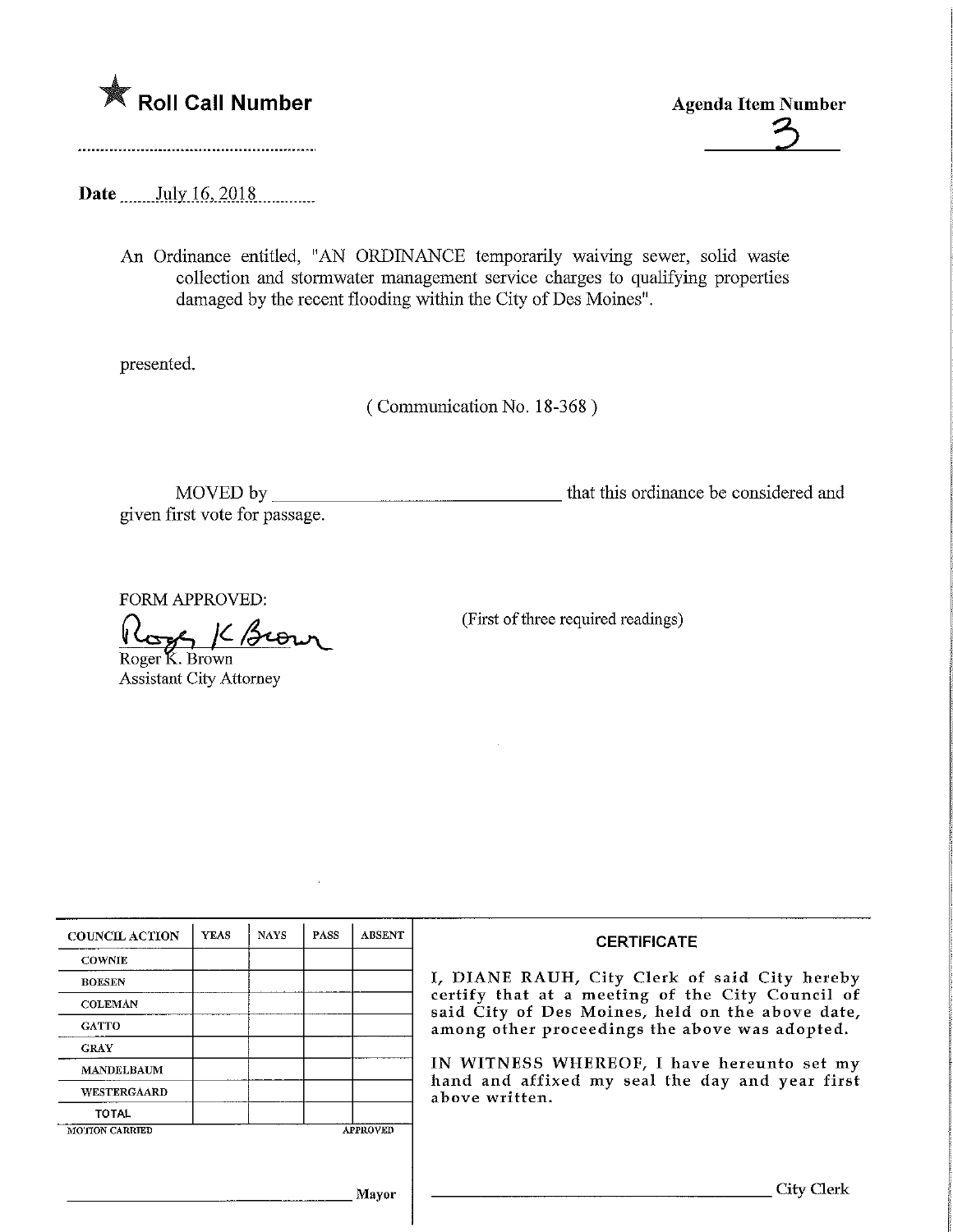★ **Roll Call Number**

**Agenda Item Number**

3

**Date** July 16, 2018

An Ordinance entitled, "AN ORDINANCE temporarily waiving sewer, solid waste collection and stormwater management service charges to qualifying properties damaged by the recent flooding within the City of Des Moines".

presented.

( Communication No. 18-368 )

MOVED by ______________________________ that this ordinance be considered and given first vote for passage.

FORM APPROVED:

Roger K. Brown
Assistant City Attorney

(First of three required readings)

| COUNCIL ACTION | YEAS | NAYS | PASS | ABSENT |
|---|---|---|---|---|
| COWNIE | | | | |
| BOESEN | | | | |
| COLEMAN | | | | |
| GATTO | | | | |
| GRAY | | | | |
| MANDELBAUM | | | | |
| WESTERGAARD | | | | |
| TOTAL | | | | |
| MOTION CARRIED | | | | APPROVED |

______________________________ Mayor

**CERTIFICATE**

I, DIANE RAUH, City Clerk of said City hereby certify that at a meeting of the City Council of said City of Des Moines, held on the above date, among other proceedings the above was adopted.

IN WITNESS WHEREOF, I have hereunto set my hand and affixed my seal the day and year first above written.

______________________________ City Clerk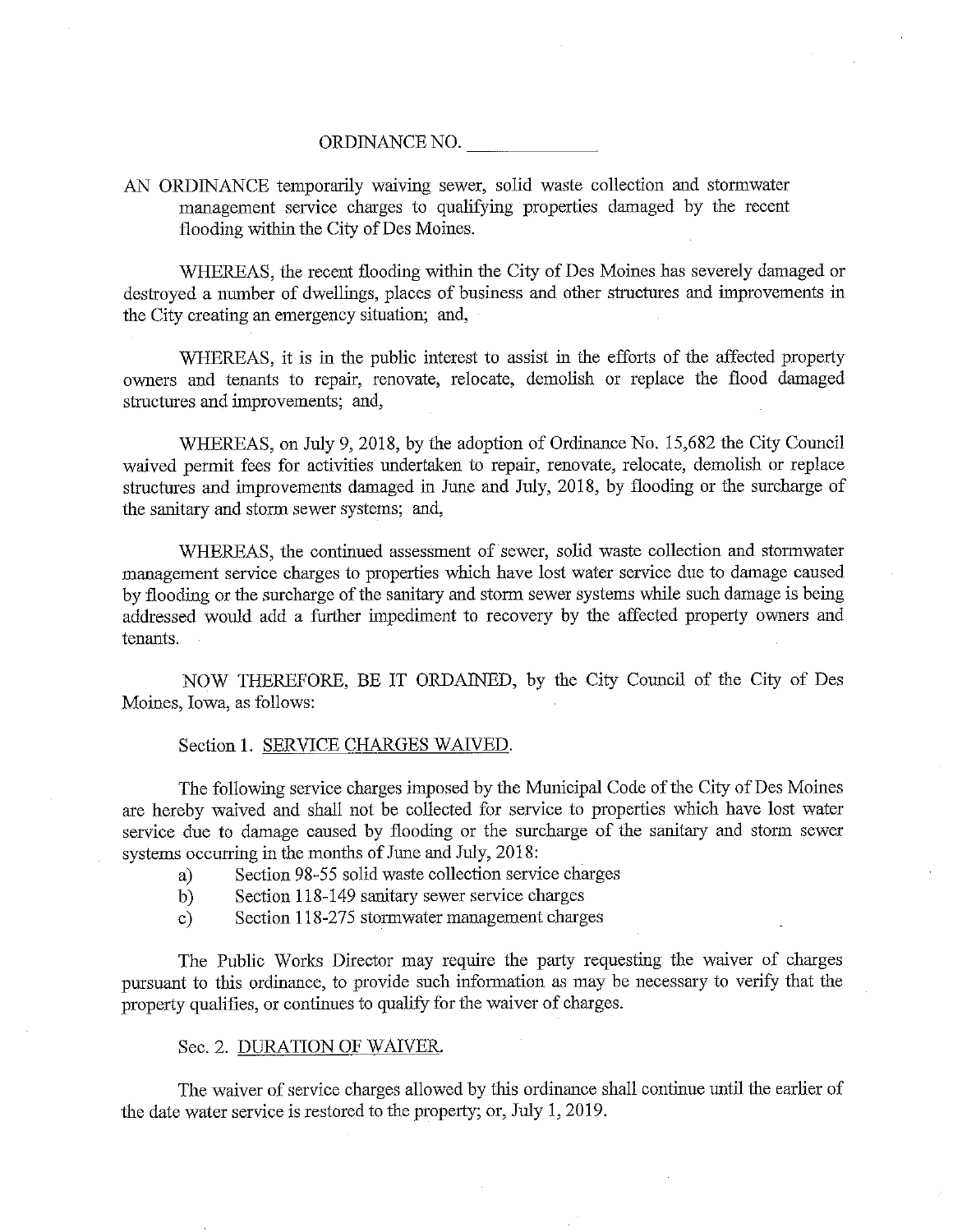ORDINANCE NO. ____________

AN ORDINANCE temporarily waiving sewer, solid waste collection and stormwater management service charges to qualifying properties damaged by the recent flooding within the City of Des Moines.

WHEREAS, the recent flooding within the City of Des Moines has severely damaged or destroyed a number of dwellings, places of business and other structures and improvements in the City creating an emergency situation; and,

WHEREAS, it is in the public interest to assist in the efforts of the affected property owners and tenants to repair, renovate, relocate, demolish or replace the flood damaged structures and improvements; and,

WHEREAS, on July 9, 2018, by the adoption of Ordinance No. 15,682 the City Council waived permit fees for activities undertaken to repair, renovate, relocate, demolish or replace structures and improvements damaged in June and July, 2018, by flooding or the surcharge of the sanitary and storm sewer systems; and,

WHEREAS, the continued assessment of sewer, solid waste collection and stormwater management service charges to properties which have lost water service due to damage caused by flooding or the surcharge of the sanitary and storm sewer systems while such damage is being addressed would add a further impediment to recovery by the affected property owners and tenants.

NOW THEREFORE, BE IT ORDAINED, by the City Council of the City of Des Moines, Iowa, as follows:

Section 1. SERVICE CHARGES WAIVED.

The following service charges imposed by the Municipal Code of the City of Des Moines are hereby waived and shall not be collected for service to properties which have lost water service due to damage caused by flooding or the surcharge of the sanitary and storm sewer systems occurring in the months of June and July, 2018:

a) Section 98-55 solid waste collection service charges
b) Section 118-149 sanitary sewer service charges
c) Section 118-275 stormwater management charges

The Public Works Director may require the party requesting the waiver of charges pursuant to this ordinance, to provide such information as may be necessary to verify that the property qualifies, or continues to qualify for the waiver of charges.

Sec. 2. DURATION OF WAIVER.

The waiver of service charges allowed by this ordinance shall continue until the earlier of the date water service is restored to the property; or, July 1, 2019.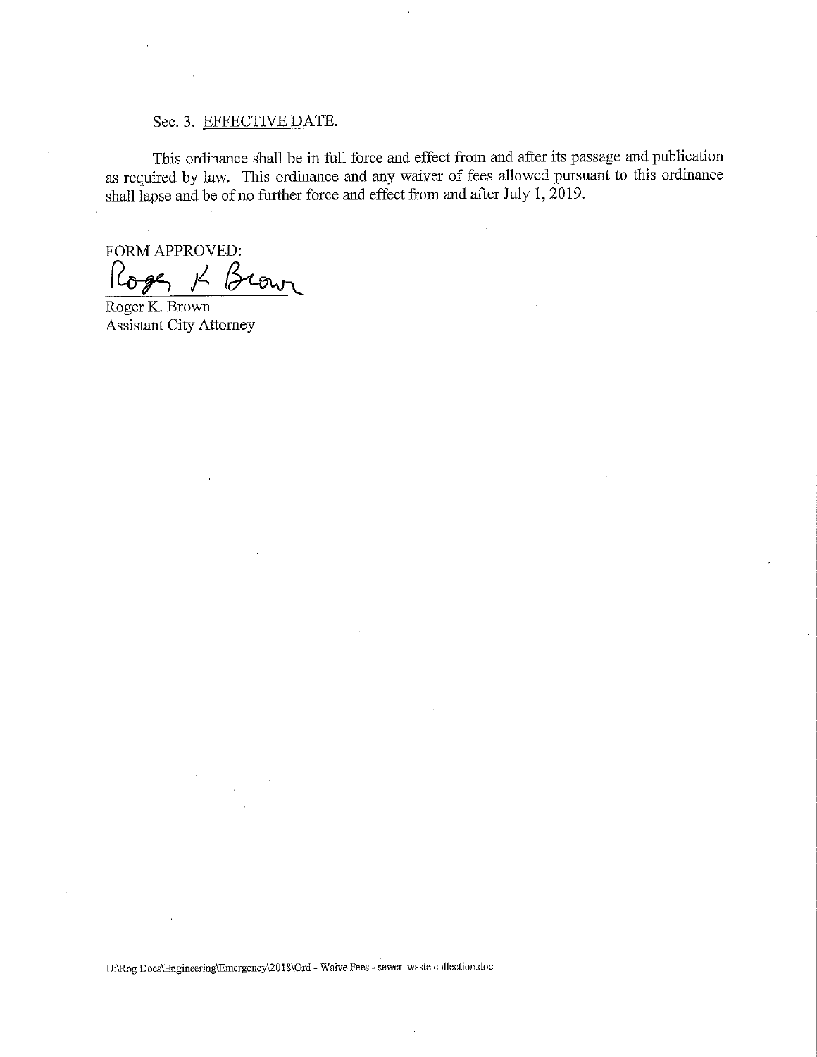Sec. 3. EFFECTIVE DATE.

This ordinance shall be in full force and effect from and after its passage and publication as required by law. This ordinance and any waiver of fees allowed pursuant to this ordinance shall lapse and be of no further force and effect from and after July 1, 2019.

FORM APPROVED:

Roger K. Brown

Roger K. Brown
Assistant City Attorney

U:\Rog Docs\Engineering\Emergency\2018\Ord - Waive Fees - sewer waste collection.doc